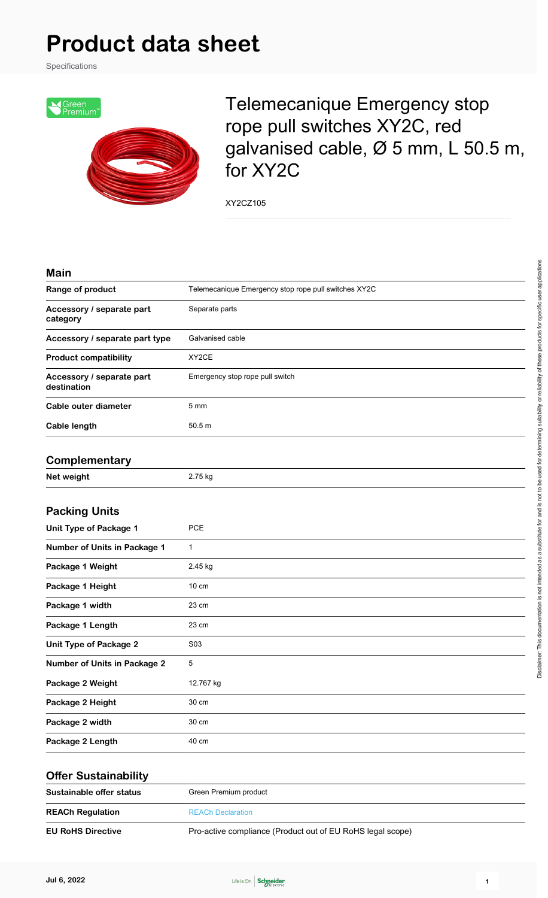# Product data sheet

Specifications

## Telemecanique Emergency stop rope pull switches XY2C, red galvanised cable, Ø 5 mm, L 50.5 m, for XY2C

XY2CZ105

### Main

| | |
|---|---|
| Range of product | Telemecanique Emergency stop rope pull switches XY2C |
| Accessory / separate part category | Separate parts |
| Accessory / separate part type | Galvanised cable |
| Product compatibility | XY2CE |
| Accessory / separate part destination | Emergency stop rope pull switch |
| Cable outer diameter | 5 mm |
| Cable length | 50.5 m |

### Complementary

| | |
|---|---|
| Net weight | 2.75 kg |

### Packing Units

| | |
|---|---|
| Unit Type of Package 1 | PCE |
| Number of Units in Package 1 | 1 |
| Package 1 Weight | 2.45 kg |
| Package 1 Height | 10 cm |
| Package 1 width | 23 cm |
| Package 1 Length | 23 cm |
| Unit Type of Package 2 | S03 |
| Number of Units in Package 2 | 5 |
| Package 2 Weight | 12.767 kg |
| Package 2 Height | 30 cm |
| Package 2 width | 30 cm |
| Package 2 Length | 40 cm |

### Offer Sustainability

| | |
|---|---|
| Sustainable offer status | Green Premium product |
| REACh Regulation | REACh Declaration |
| EU RoHS Directive | Pro-active compliance (Product out of EU RoHS legal scope) |

Disclaimer: This documentation is not intended as a substitute for and is not to be used for determining suitability or reliability of these products for specific user applications

Jul 6, 2022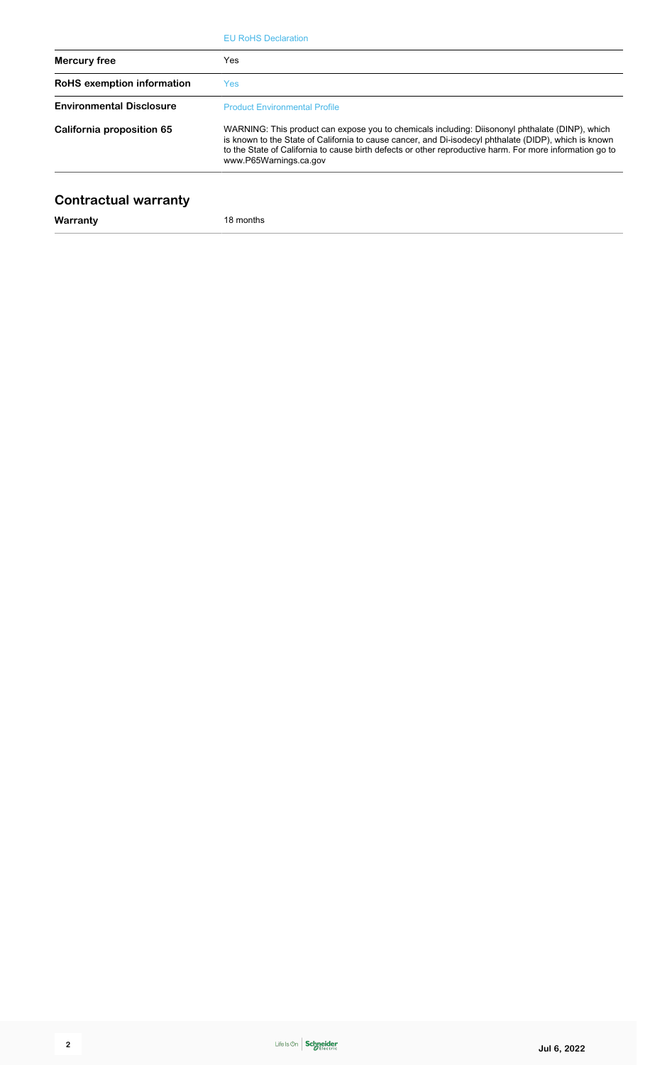| | |
|---|---|
| | EU RoHS Declaration |
| **Mercury free** | Yes |
| **RoHS exemption information** | Yes |
| **Environmental Disclosure** | Product Environmental Profile |
| **California proposition 65** | WARNING: This product can expose you to chemicals including: Diisononyl phthalate (DINP), which is known to the State of California to cause cancer, and Di-isodecyl phthalate (DIDP), which is known to the State of California to cause birth defects or other reproductive harm. For more information go to www.P65Warnings.ca.gov |

## Contractual warranty

| | |
|---|---|
| **Warranty** | 18 months |